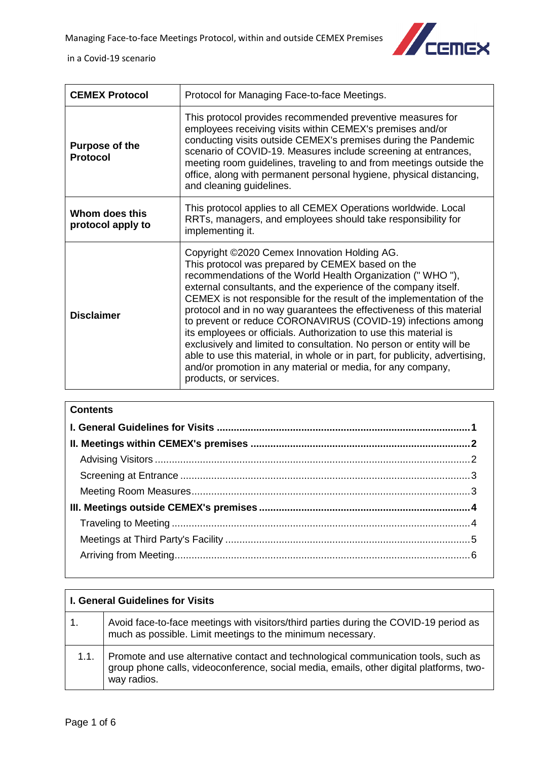| CEMEX Protocol | Protocol for Managing Face-to-face Meetings. |
|---|---|
| **Purpose of the Protocol** | This protocol provides recommended preventive measures for employees receiving visits within CEMEX's premises and/or conducting visits outside CEMEX's premises during the Pandemic scenario of COVID-19. Measures include screening at entrances, meeting room guidelines, traveling to and from meetings outside the office, along with permanent personal hygiene, physical distancing, and cleaning guidelines. |
| **Whom does this protocol apply to** | This protocol applies to all CEMEX Operations worldwide. Local RRTs, managers, and employees should take responsibility for implementing it. |
| **Disclaimer** | Copyright ©2020 Cemex Innovation Holding AG. This protocol was prepared by CEMEX based on the recommendations of the World Health Organization (" WHO "), external consultants, and the experience of the company itself. CEMEX is not responsible for the result of the implementation of the protocol and in no way guarantees the effectiveness of this material to prevent or reduce CORONAVIRUS (COVID-19) infections among its employees or officials. Authorization to use this material is exclusively and limited to consultation. No person or entity will be able to use this material, in whole or in part, for publicity, advertising, and/or promotion in any material or media, for any company, products, or services. |

**Contents**

- **I. General Guidelines for Visits** ........ 1
- **II. Meetings within CEMEX's premises** ........ 2
  - Advising Visitors ........ 2
  - Screening at Entrance ........ 3
  - Meeting Room Measures ........ 3
- **III. Meetings outside CEMEX's premises** ........ 4
  - Traveling to Meeting ........ 4
  - Meetings at Third Party's Facility ........ 5
  - Arriving from Meeting ........ 6

| I. General Guidelines for Visits | |
|---|---|
| 1. | Avoid face-to-face meetings with visitors/third parties during the COVID-19 period as much as possible. Limit meetings to the minimum necessary. |
| 1.1. | Promote and use alternative contact and technological communication tools, such as group phone calls, videoconference, social media, emails, other digital platforms, two-way radios. |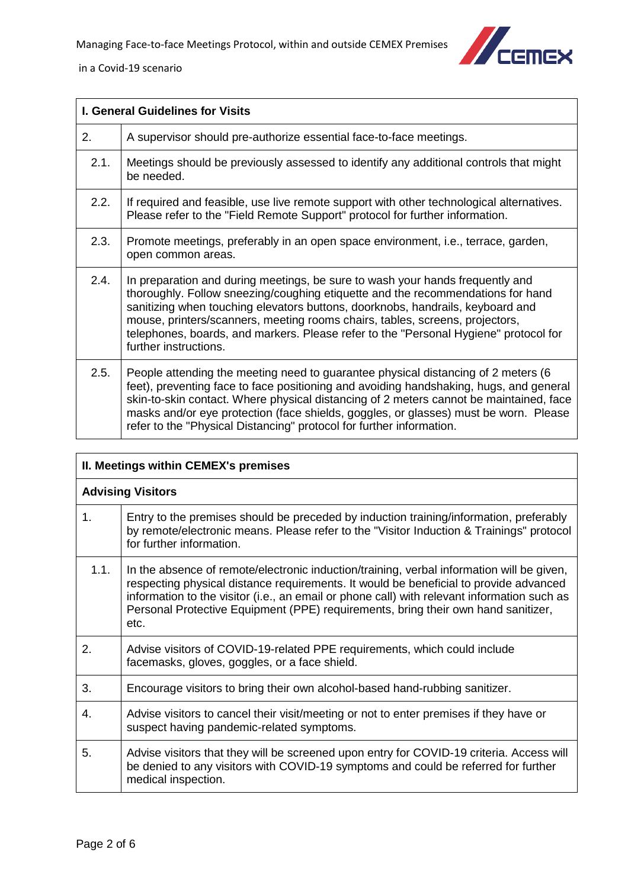| I. General Guidelines for Visits | |
|---|---|
| 2. | A supervisor should pre-authorize essential face-to-face meetings. |
| 2.1. | Meetings should be previously assessed to identify any additional controls that might be needed. |
| 2.2. | If required and feasible, use live remote support with other technological alternatives. Please refer to the "Field Remote Support" protocol for further information. |
| 2.3. | Promote meetings, preferably in an open space environment, i.e., terrace, garden, open common areas. |
| 2.4. | In preparation and during meetings, be sure to wash your hands frequently and thoroughly. Follow sneezing/coughing etiquette and the recommendations for hand sanitizing when touching elevators buttons, doorknobs, handrails, keyboard and mouse, printers/scanners, meeting rooms chairs, tables, screens, projectors, telephones, boards, and markers. Please refer to the "Personal Hygiene" protocol for further instructions. |
| 2.5. | People attending the meeting need to guarantee physical distancing of 2 meters (6 feet), preventing face to face positioning and avoiding handshaking, hugs, and general skin-to-skin contact. Where physical distancing of 2 meters cannot be maintained, face masks and/or eye protection (face shields, goggles, or glasses) must be worn. Please refer to the "Physical Distancing" protocol for further information. |

| II. Meetings within CEMEX's premises | |
|---|---|
| **Advising Visitors** | |
| 1. | Entry to the premises should be preceded by induction training/information, preferably by remote/electronic means. Please refer to the "Visitor Induction & Trainings" protocol for further information. |
| 1.1. | In the absence of remote/electronic induction/training, verbal information will be given, respecting physical distance requirements. It would be beneficial to provide advanced information to the visitor (i.e., an email or phone call) with relevant information such as Personal Protective Equipment (PPE) requirements, bring their own hand sanitizer, etc. |
| 2. | Advise visitors of COVID-19-related PPE requirements, which could include facemasks, gloves, goggles, or a face shield. |
| 3. | Encourage visitors to bring their own alcohol-based hand-rubbing sanitizer. |
| 4. | Advise visitors to cancel their visit/meeting or not to enter premises if they have or suspect having pandemic-related symptoms. |
| 5. | Advise visitors that they will be screened upon entry for COVID-19 criteria. Access will be denied to any visitors with COVID-19 symptoms and could be referred for further medical inspection. |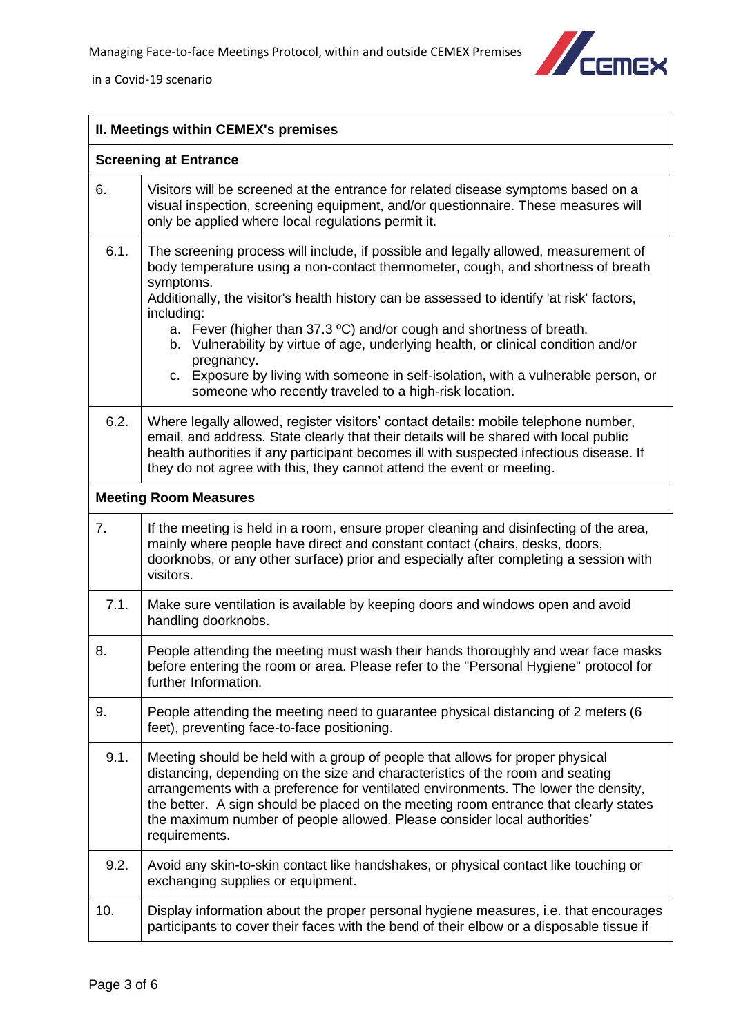| II. Meetings within CEMEX's premises | |
|---|---|
| **Screening at Entrance** | |
| 6. | Visitors will be screened at the entrance for related disease symptoms based on a visual inspection, screening equipment, and/or questionnaire. These measures will only be applied where local regulations permit it. |
| 6.1. | The screening process will include, if possible and legally allowed, measurement of body temperature using a non-contact thermometer, cough, and shortness of breath symptoms.<br>Additionally, the visitor's health history can be assessed to identify 'at risk' factors, including:<br>a. Fever (higher than 37.3 ºC) and/or cough and shortness of breath.<br>b. Vulnerability by virtue of age, underlying health, or clinical condition and/or pregnancy.<br>c. Exposure by living with someone in self-isolation, with a vulnerable person, or someone who recently traveled to a high-risk location. |
| 6.2. | Where legally allowed, register visitors' contact details: mobile telephone number, email, and address. State clearly that their details will be shared with local public health authorities if any participant becomes ill with suspected infectious disease. If they do not agree with this, they cannot attend the event or meeting. |
| **Meeting Room Measures** | |
| 7. | If the meeting is held in a room, ensure proper cleaning and disinfecting of the area, mainly where people have direct and constant contact (chairs, desks, doors, doorknobs, or any other surface) prior and especially after completing a session with visitors. |
| 7.1. | Make sure ventilation is available by keeping doors and windows open and avoid handling doorknobs. |
| 8. | People attending the meeting must wash their hands thoroughly and wear face masks before entering the room or area. Please refer to the "Personal Hygiene" protocol for further Information. |
| 9. | People attending the meeting need to guarantee physical distancing of 2 meters (6 feet), preventing face-to-face positioning. |
| 9.1. | Meeting should be held with a group of people that allows for proper physical distancing, depending on the size and characteristics of the room and seating arrangements with a preference for ventilated environments. The lower the density, the better. A sign should be placed on the meeting room entrance that clearly states the maximum number of people allowed. Please consider local authorities' requirements. |
| 9.2. | Avoid any skin-to-skin contact like handshakes, or physical contact like touching or exchanging supplies or equipment. |
| 10. | Display information about the proper personal hygiene measures, i.e. that encourages participants to cover their faces with the bend of their elbow or a disposable tissue if |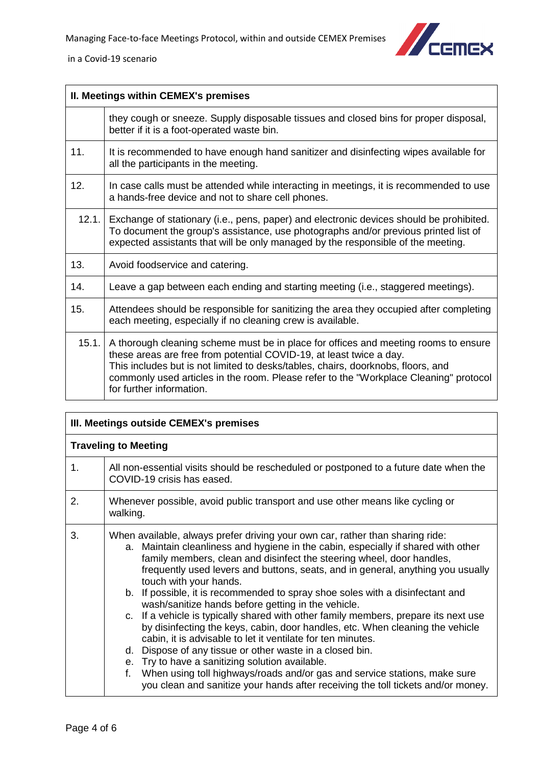| II. Meetings within CEMEX's premises | |
|---|---|
| | they cough or sneeze. Supply disposable tissues and closed bins for proper disposal, better if it is a foot-operated waste bin. |
| 11. | It is recommended to have enough hand sanitizer and disinfecting wipes available for all the participants in the meeting. |
| 12. | In case calls must be attended while interacting in meetings, it is recommended to use a hands-free device and not to share cell phones. |
| 12.1. | Exchange of stationary (i.e., pens, paper) and electronic devices should be prohibited. To document the group's assistance, use photographs and/or previous printed list of expected assistants that will be only managed by the responsible of the meeting. |
| 13. | Avoid foodservice and catering. |
| 14. | Leave a gap between each ending and starting meeting (i.e., staggered meetings). |
| 15. | Attendees should be responsible for sanitizing the area they occupied after completing each meeting, especially if no cleaning crew is available. |
| 15.1. | A thorough cleaning scheme must be in place for offices and meeting rooms to ensure these areas are free from potential COVID-19, at least twice a day. This includes but is not limited to desks/tables, chairs, doorknobs, floors, and commonly used articles in the room. Please refer to the "Workplace Cleaning" protocol for further information. |

| III. Meetings outside CEMEX's premises | |
|---|---|
| **Traveling to Meeting** | |
| 1. | All non-essential visits should be rescheduled or postponed to a future date when the COVID-19 crisis has eased. |
| 2. | Whenever possible, avoid public transport and use other means like cycling or walking. |
| 3. | When available, always prefer driving your own car, rather than sharing ride:<br>a. Maintain cleanliness and hygiene in the cabin, especially if shared with other family members, clean and disinfect the steering wheel, door handles, frequently used levers and buttons, seats, and in general, anything you usually touch with your hands.<br>b. If possible, it is recommended to spray shoe soles with a disinfectant and wash/sanitize hands before getting in the vehicle.<br>c. If a vehicle is typically shared with other family members, prepare its next use by disinfecting the keys, cabin, door handles, etc. When cleaning the vehicle cabin, it is advisable to let it ventilate for ten minutes.<br>d. Dispose of any tissue or other waste in a closed bin.<br>e. Try to have a sanitizing solution available.<br>f. When using toll highways/roads and/or gas and service stations, make sure you clean and sanitize your hands after receiving the toll tickets and/or money. |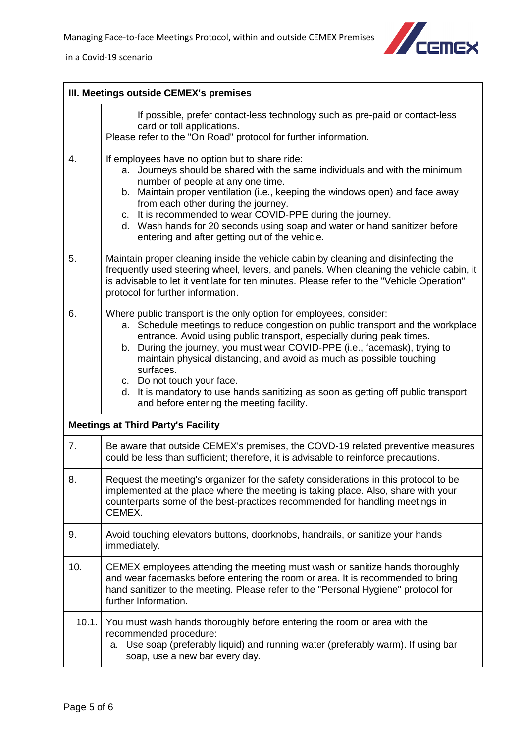| III. Meetings outside CEMEX's premises | |
|---|---|
| | If possible, prefer contact-less technology such as pre-paid or contact-less card or toll applications.<br>Please refer to the "On Road" protocol for further information. |
| 4. | If employees have no option but to share ride:<br>a. Journeys should be shared with the same individuals and with the minimum number of people at any one time.<br>b. Maintain proper ventilation (i.e., keeping the windows open) and face away from each other during the journey.<br>c. It is recommended to wear COVID-PPE during the journey.<br>d. Wash hands for 20 seconds using soap and water or hand sanitizer before entering and after getting out of the vehicle. |
| 5. | Maintain proper cleaning inside the vehicle cabin by cleaning and disinfecting the frequently used steering wheel, levers, and panels. When cleaning the vehicle cabin, it is advisable to let it ventilate for ten minutes. Please refer to the "Vehicle Operation" protocol for further information. |
| 6. | Where public transport is the only option for employees, consider:<br>a. Schedule meetings to reduce congestion on public transport and the workplace entrance. Avoid using public transport, especially during peak times.<br>b. During the journey, you must wear COVID-PPE (i.e., facemask), trying to maintain physical distancing, and avoid as much as possible touching surfaces.<br>c. Do not touch your face.<br>d. It is mandatory to use hands sanitizing as soon as getting off public transport and before entering the meeting facility. |
| **Meetings at Third Party's Facility** | |
| 7. | Be aware that outside CEMEX's premises, the COVD-19 related preventive measures could be less than sufficient; therefore, it is advisable to reinforce precautions. |
| 8. | Request the meeting's organizer for the safety considerations in this protocol to be implemented at the place where the meeting is taking place. Also, share with your counterparts some of the best-practices recommended for handling meetings in CEMEX. |
| 9. | Avoid touching elevators buttons, doorknobs, handrails, or sanitize your hands immediately. |
| 10. | CEMEX employees attending the meeting must wash or sanitize hands thoroughly and wear facemasks before entering the room or area. It is recommended to bring hand sanitizer to the meeting. Please refer to the "Personal Hygiene" protocol for further Information. |
| 10.1. | You must wash hands thoroughly before entering the room or area with the recommended procedure:<br>a. Use soap (preferably liquid) and running water (preferably warm). If using bar soap, use a new bar every day. |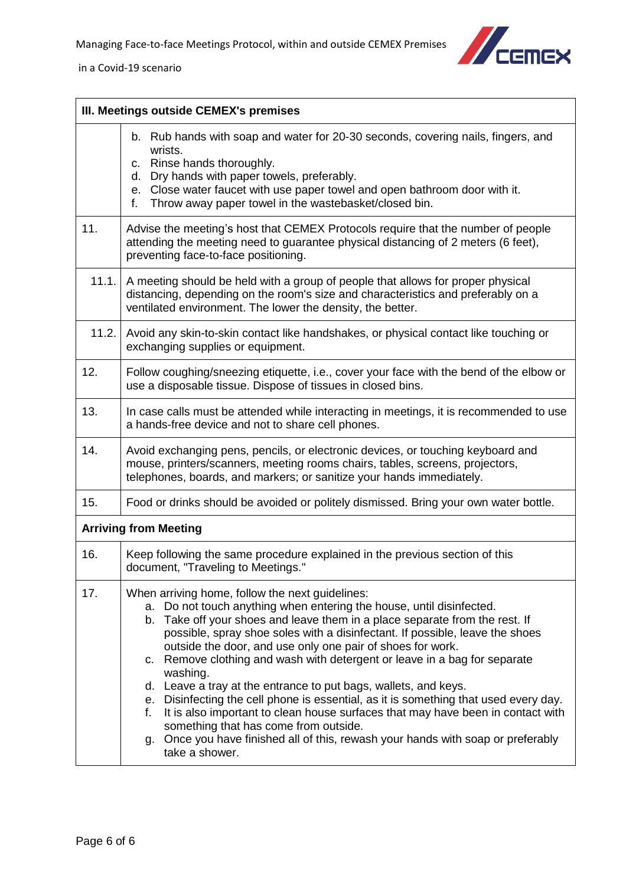| III. Meetings outside CEMEX's premises | |
|---|---|
| | b. Rub hands with soap and water for 20-30 seconds, covering nails, fingers, and wrists.<br>c. Rinse hands thoroughly.<br>d. Dry hands with paper towels, preferably.<br>e. Close water faucet with use paper towel and open bathroom door with it.<br>f. Throw away paper towel in the wastebasket/closed bin. |
| 11. | Advise the meeting's host that CEMEX Protocols require that the number of people attending the meeting need to guarantee physical distancing of 2 meters (6 feet), preventing face-to-face positioning. |
| 11.1. | A meeting should be held with a group of people that allows for proper physical distancing, depending on the room's size and characteristics and preferably on a ventilated environment. The lower the density, the better. |
| 11.2. | Avoid any skin-to-skin contact like handshakes, or physical contact like touching or exchanging supplies or equipment. |
| 12. | Follow coughing/sneezing etiquette, i.e., cover your face with the bend of the elbow or use a disposable tissue. Dispose of tissues in closed bins. |
| 13. | In case calls must be attended while interacting in meetings, it is recommended to use a hands-free device and not to share cell phones. |
| 14. | Avoid exchanging pens, pencils, or electronic devices, or touching keyboard and mouse, printers/scanners, meeting rooms chairs, tables, screens, projectors, telephones, boards, and markers; or sanitize your hands immediately. |
| 15. | Food or drinks should be avoided or politely dismissed. Bring your own water bottle. |
| **Arriving from Meeting** | |
| 16. | Keep following the same procedure explained in the previous section of this document, "Traveling to Meetings." |
| 17. | When arriving home, follow the next guidelines:<br>a. Do not touch anything when entering the house, until disinfected.<br>b. Take off your shoes and leave them in a place separate from the rest. If possible, spray shoe soles with a disinfectant. If possible, leave the shoes outside the door, and use only one pair of shoes for work.<br>c. Remove clothing and wash with detergent or leave in a bag for separate washing.<br>d. Leave a tray at the entrance to put bags, wallets, and keys.<br>e. Disinfecting the cell phone is essential, as it is something that used every day.<br>f. It is also important to clean house surfaces that may have been in contact with something that has come from outside.<br>g. Once you have finished all of this, rewash your hands with soap or preferably take a shower. |